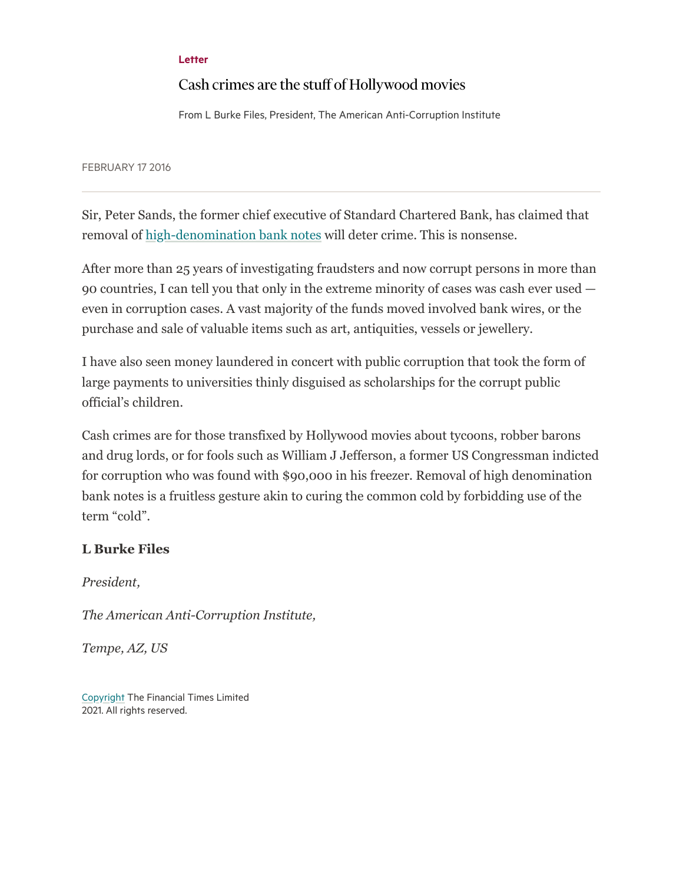**Letter**

# Cash crimes are the stuff of Hollywood movies

From L Burke Files, President, The American Anti-Corruption Institute

FEBRUARY 17 2016

---

Sir, Peter Sands, the former chief executive of Standard Chartered Bank, has claimed that removal of high-denomination bank notes will deter crime. This is nonsense.

After more than 25 years of investigating fraudsters and now corrupt persons in more than 90 countries, I can tell you that only in the extreme minority of cases was cash ever used — even in corruption cases. A vast majority of the funds moved involved bank wires, or the purchase and sale of valuable items such as art, antiquities, vessels or jewellery.

I have also seen money laundered in concert with public corruption that took the form of large payments to universities thinly disguised as scholarships for the corrupt public official's children.

Cash crimes are for those transfixed by Hollywood movies about tycoons, robber barons and drug lords, or for fools such as William J Jefferson, a former US Congressman indicted for corruption who was found with $90,000 in his freezer. Removal of high denomination bank notes is a fruitless gesture akin to curing the common cold by forbidding use of the term "cold".

**L Burke Files**

*President,*

*The American Anti-Corruption Institute,*

*Tempe, AZ, US*

Copyright The Financial Times Limited 2021. All rights reserved.